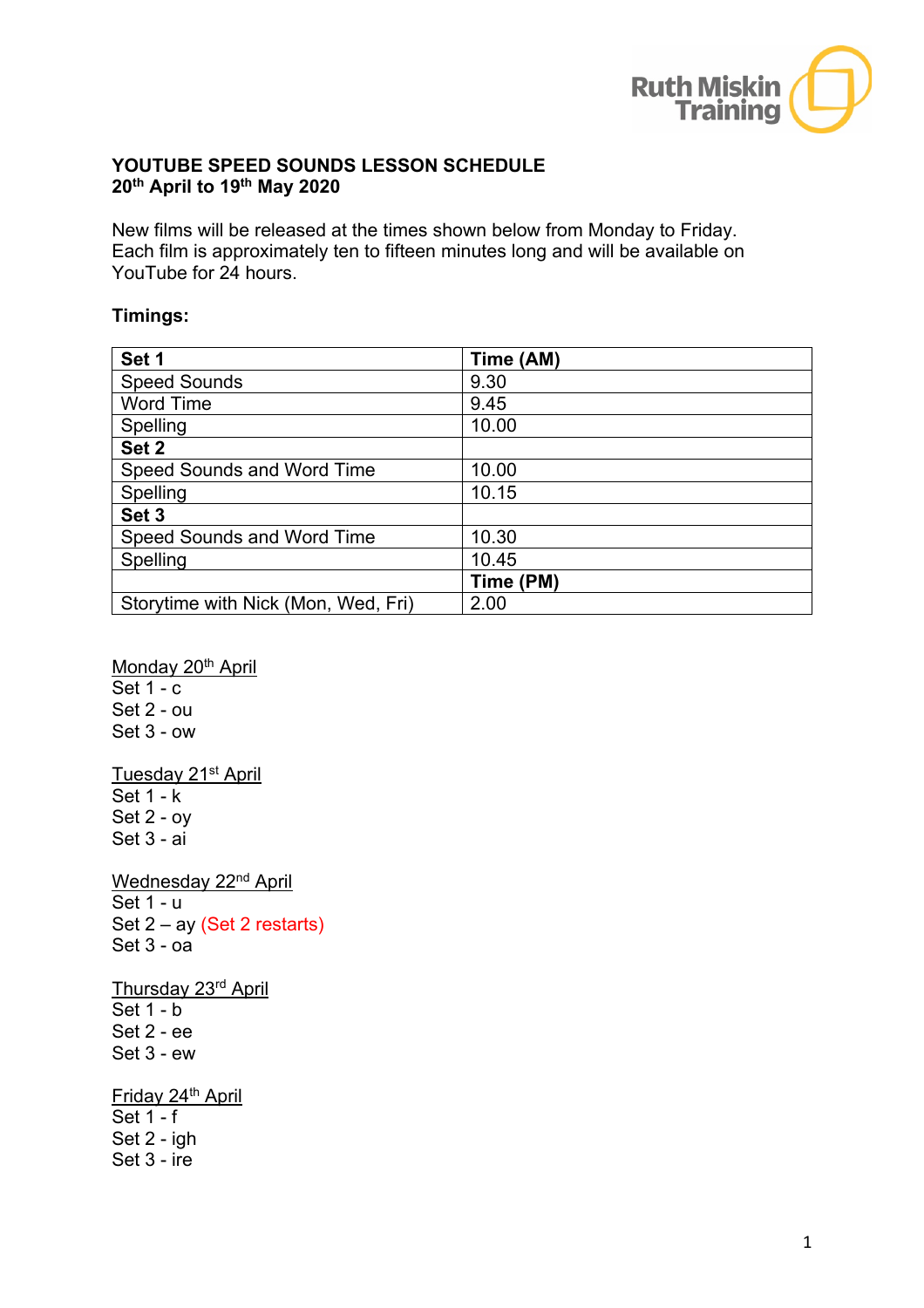Ruth Miskin Training

# YOUTUBE SPEED SOUNDS LESSON SCHEDULE
## 20th April to 19th May 2020

New films will be released at the times shown below from Monday to Friday. Each film is approximately ten to fifteen minutes long and will be available on YouTube for 24 hours.

**Timings:**

| **Set 1** | **Time (AM)** |
|---|---|
| Speed Sounds | 9.30 |
| Word Time | 9.45 |
| Spelling | 10.00 |
| **Set 2** | |
| Speed Sounds and Word Time | 10.00 |
| Spelling | 10.15 |
| **Set 3** | |
| Speed Sounds and Word Time | 10.30 |
| Spelling | 10.45 |
| | **Time (PM)** |
| Storytime with Nick (Mon, Wed, Fri) | 2.00 |

Monday 20th April
Set 1 - c
Set 2 - ou
Set 3 - ow

Tuesday 21st April
Set 1 - k
Set 2 - oy
Set 3 - ai

Wednesday 22nd April
Set 1 - u
Set 2 – ay (Set 2 restarts)
Set 3 - oa

Thursday 23rd April
Set 1 - b
Set 2 - ee
Set 3 - ew

Friday 24th April
Set 1 - f
Set 2 - igh
Set 3 - ire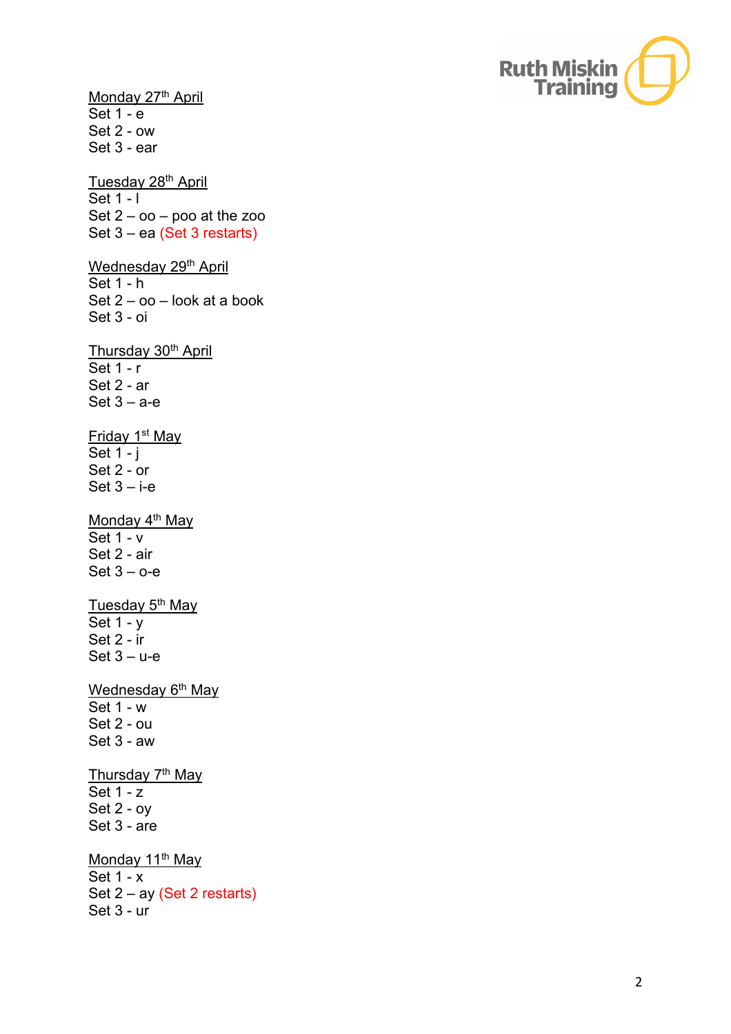Monday 27th April
Set 1 - e
Set 2 - ow
Set 3 - ear

Tuesday 28th April
Set 1 - l
Set 2 – oo – poo at the zoo
Set 3 – ea (Set 3 restarts)

Wednesday 29th April
Set 1 - h
Set 2 – oo – look at a book
Set 3 - oi

Thursday 30th April
Set 1 - r
Set 2 - ar
Set 3 – a-e

Friday 1st May
Set 1 - j
Set 2 - or
Set 3 – i-e

Monday 4th May
Set 1 - v
Set 2 - air
Set 3 – o-e

Tuesday 5th May
Set 1 - y
Set 2 - ir
Set 3 – u-e

Wednesday 6th May
Set 1 - w
Set 2 - ou
Set 3 - aw

Thursday 7th May
Set 1 - z
Set 2 - oy
Set 3 - are

Monday 11th May
Set 1 - x
Set 2 – ay (Set 2 restarts)
Set 3 - ur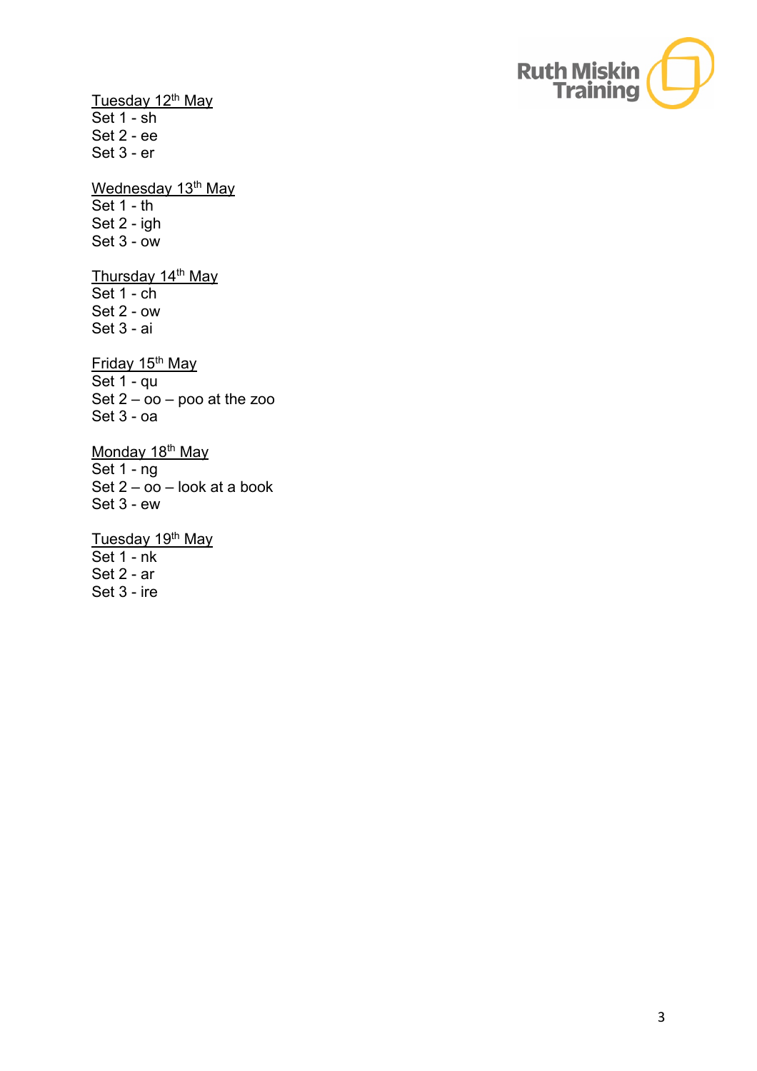<u>Tuesday 12th May</u>
Set 1 - sh
Set 2 - ee
Set 3 - er

<u>Wednesday 13th May</u>
Set 1 - th
Set 2 - igh
Set 3 - ow

<u>Thursday 14th May</u>
Set 1 - ch
Set 2 - ow
Set 3 - ai

<u>Friday 15th May</u>
Set 1 - qu
Set 2 – oo – poo at the zoo
Set 3 - oa

<u>Monday 18th May</u>
Set 1 - ng
Set 2 – oo – look at a book
Set 3 - ew

<u>Tuesday 19th May</u>
Set 1 - nk
Set 2 - ar
Set 3 - ire